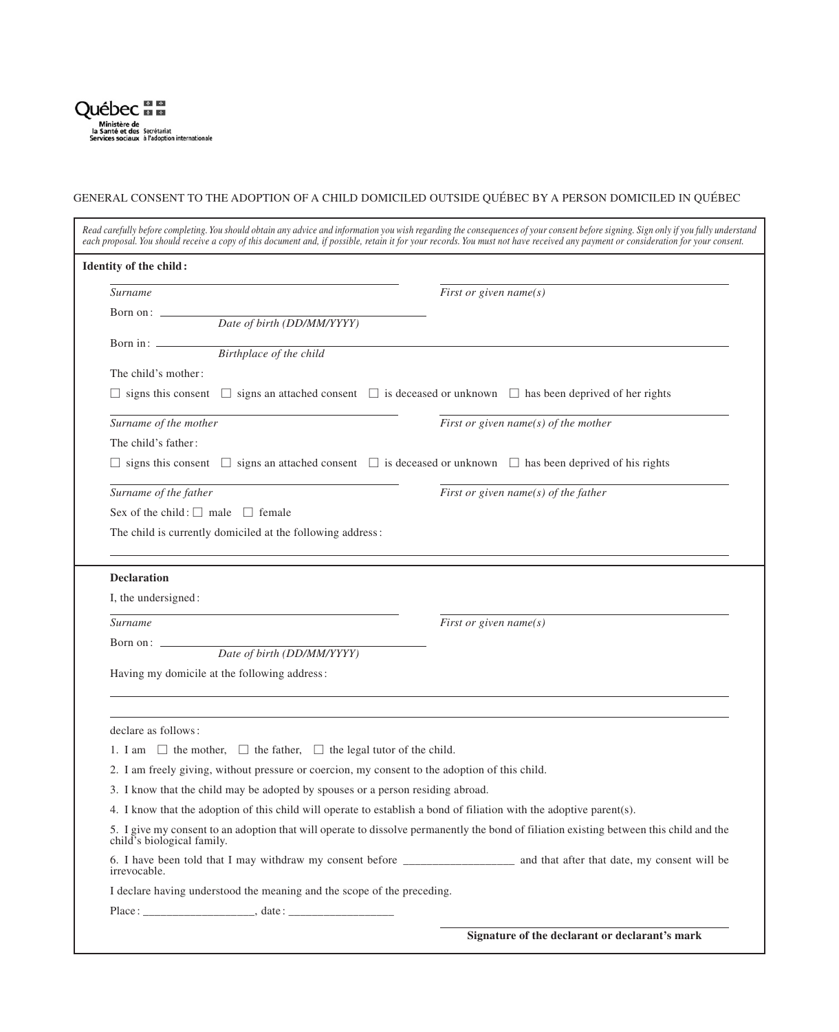Québec

Ministère de la Santé et des Services sociaux

Secrétariat à l'adoption internationale

GENERAL CONSENT TO THE ADOPTION OF A CHILD DOMICILED OUTSIDE QUÉBEC BY A PERSON DOMICILED IN QUÉBEC

*Read carefully before completing. You should obtain any advice and information you wish regarding the consequences of your consent before signing. Sign only if you fully understand each proposal. You should receive a copy of this document and, if possible, retain it for your records. You must not have received any payment or consideration for your consent.*

**Identity of the child:**

*Surname* ______________________ *First or given name(s)* ______________________

Born on: ______________________
*Date of birth (DD/MM/YYYY)*

Born in: ______________________
*Birthplace of the child*

The child's mother:

☐ signs this consent ☐ signs an attached consent ☐ is deceased or unknown ☐ has been deprived of her rights

*Surname of the mother* ______________________ *First or given name(s) of the mother* ______________________

The child's father:

☐ signs this consent ☐ signs an attached consent ☐ is deceased or unknown ☐ has been deprived of his rights

*Surname of the father* ______________________ *First or given name(s) of the father* ______________________

Sex of the child: ☐ male ☐ female

The child is currently domiciled at the following address:

______________________

**Declaration**

I, the undersigned:

*Surname* ______________________ *First or given name(s)* ______________________

Born on: ______________________
*Date of birth (DD/MM/YYYY)*

Having my domicile at the following address:

______________________

______________________

declare as follows:

1. I am ☐ the mother, ☐ the father, ☐ the legal tutor of the child.
2. I am freely giving, without pressure or coercion, my consent to the adoption of this child.
3. I know that the child may be adopted by spouses or a person residing abroad.
4. I know that the adoption of this child will operate to establish a bond of filiation with the adoptive parent(s).
5. I give my consent to an adoption that will operate to dissolve permanently the bond of filiation existing between this child and the child's biological family.
6. I have been told that I may withdraw my consent before __________________ and that after that date, my consent will be irrevocable.

I declare having understood the meaning and the scope of the preceding.

Place: __________________, date: __________________

______________________

**Signature of the declarant or declarant's mark**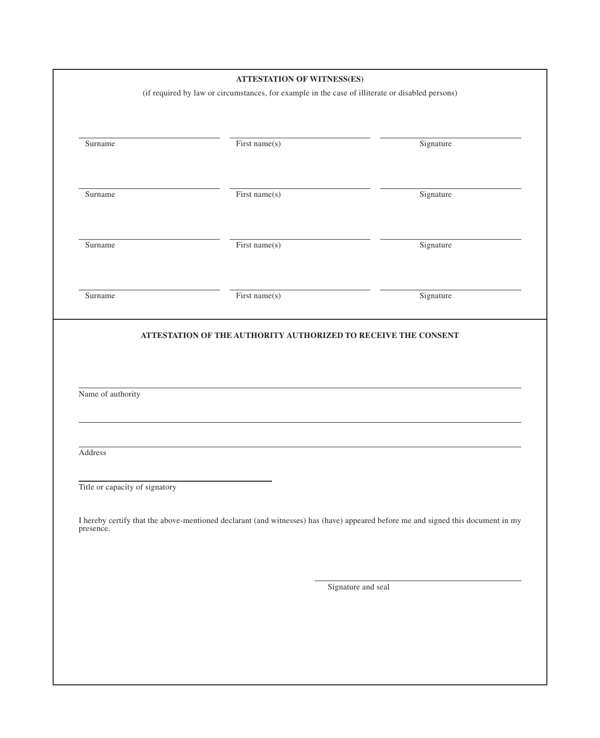**ATTESTATION OF WITNESS(ES)**

(if required by law or circumstances, for example in the case of illiterate or disabled persons)

| | | |
|---|---|---|
| Surname | First name(s) | Signature |
| Surname | First name(s) | Signature |
| Surname | First name(s) | Signature |
| Surname | First name(s) | Signature |

**ATTESTATION OF THE AUTHORITY AUTHORIZED TO RECEIVE THE CONSENT**

Name of authority

Address

Title or capacity of signatory

I hereby certify that the above-mentioned declarant (and witnesses) has (have) appeared before me and signed this document in my presence.

Signature and seal